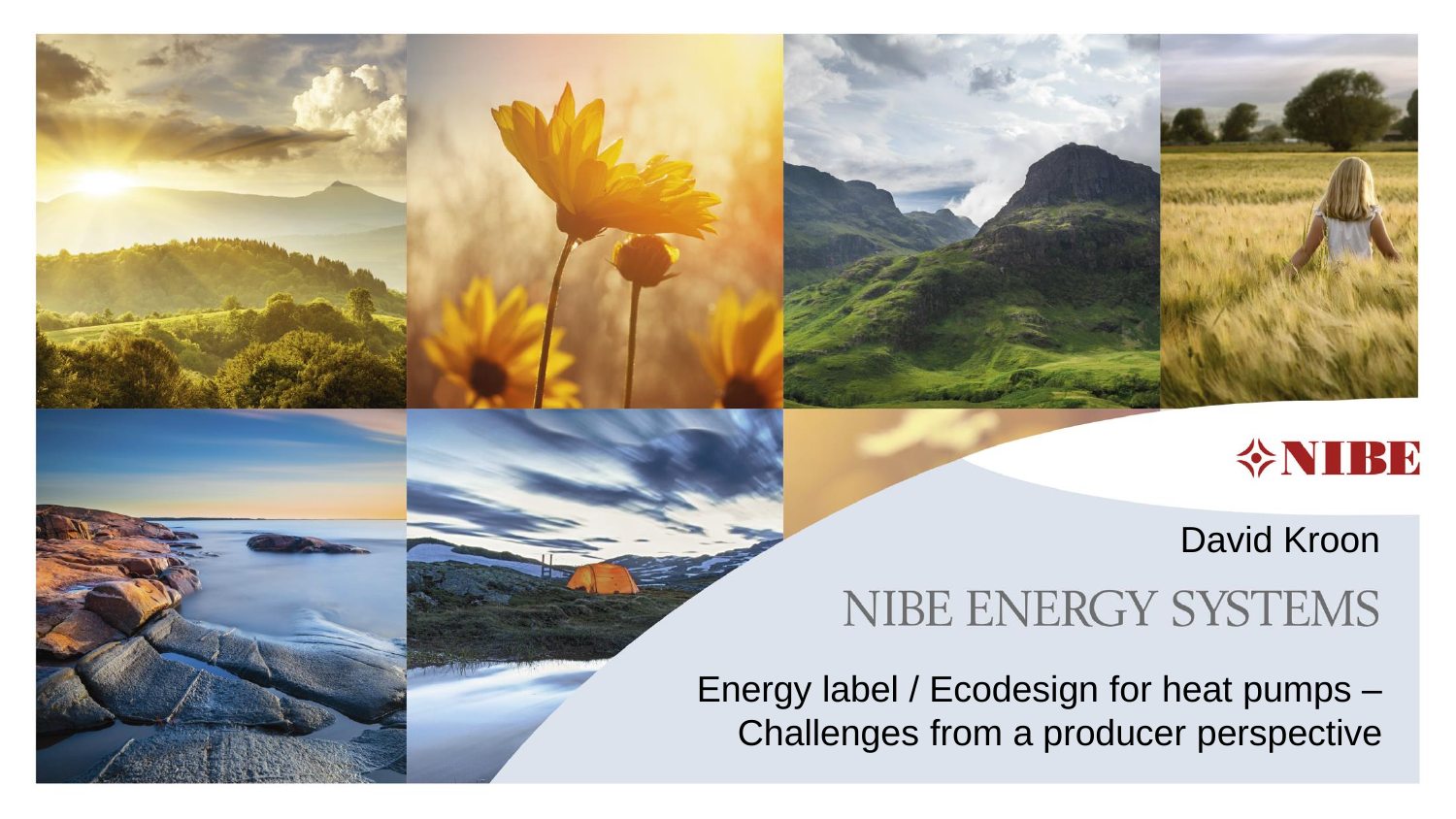NIBE

David Kroon

NIBE ENERGY SYSTEMS

# Energy label / Ecodesign for heat pumps – Challenges from a producer perspective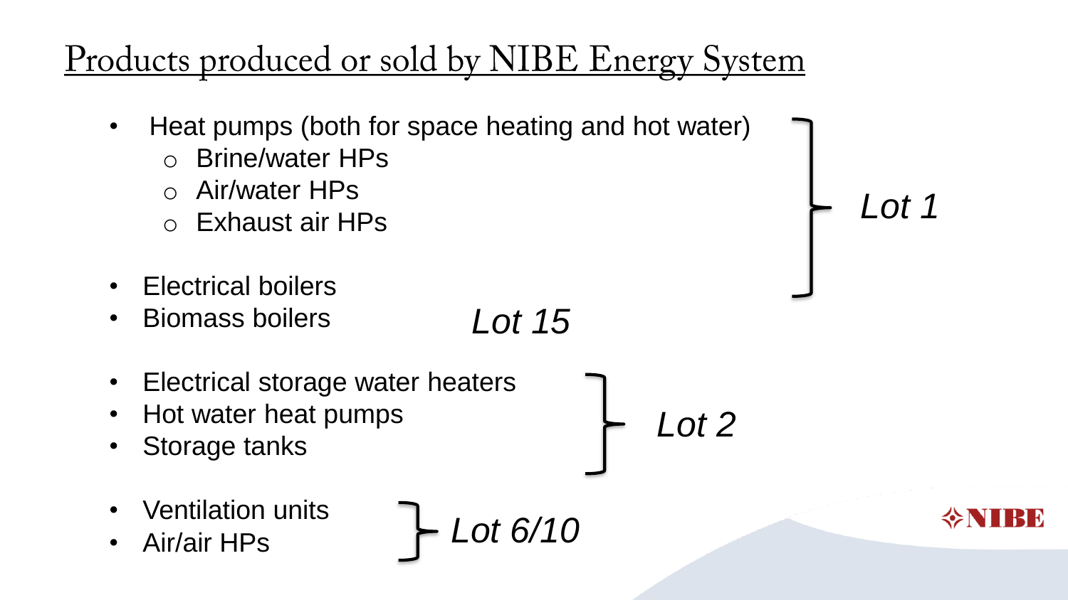# Products produced or sold by NIBE Energy System

- Heat pumps (both for space heating and hot water)
  - Brine/water HPs
  - Air/water HPs
  - Exhaust air HPs
- Electrical boilers

*Lot 1*

- Biomass boilers

*Lot 15*

- Electrical storage water heaters
- Hot water heat pumps
- Storage tanks

*Lot 2*

- Ventilation units
- Air/air HPs

*Lot 6/10*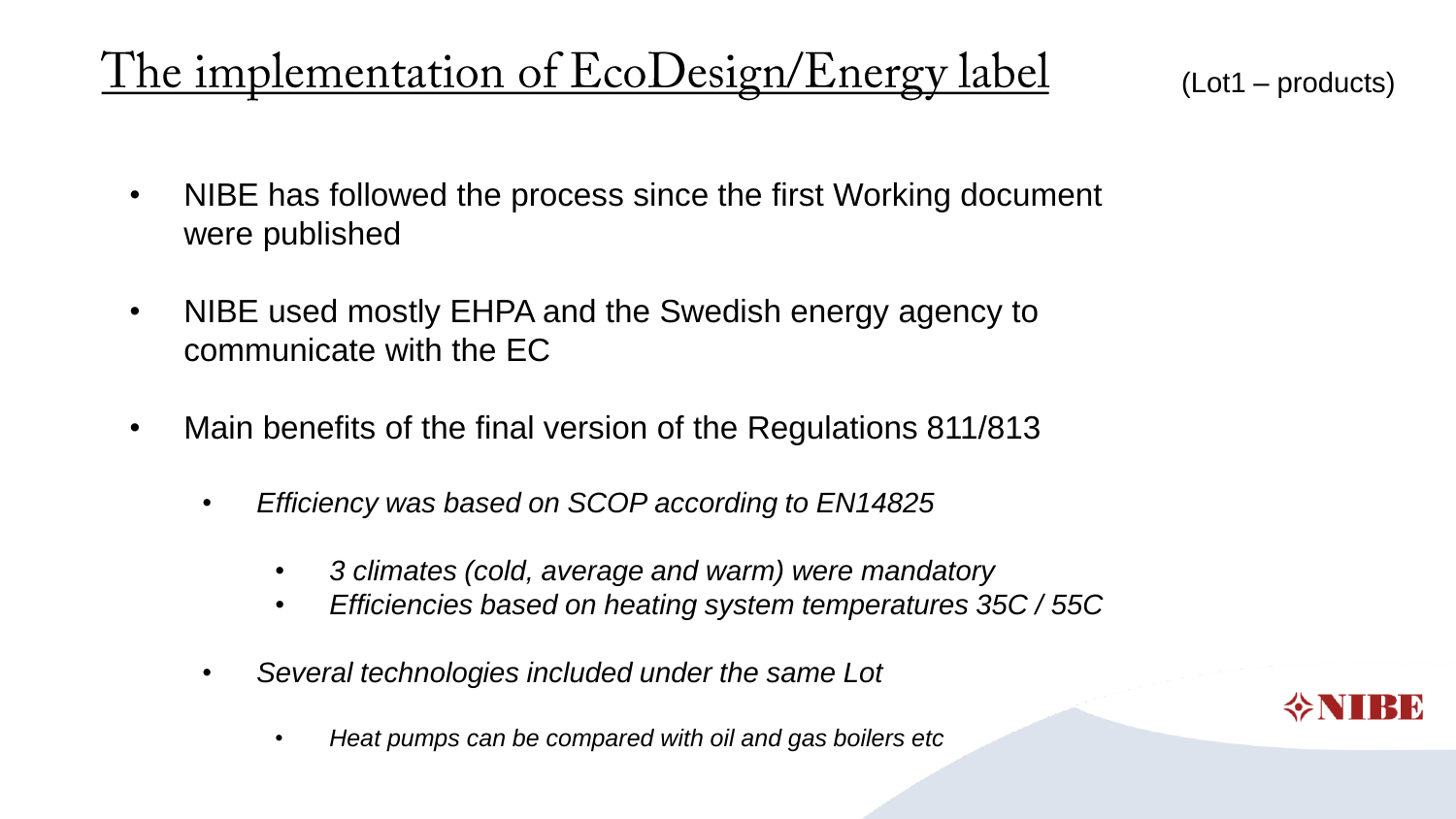# The implementation of EcoDesign/Energy label

(Lot1 – products)

- NIBE has followed the process since the first Working document were published
- NIBE used mostly EHPA and the Swedish energy agency to communicate with the EC
- Main benefits of the final version of the Regulations 811/813
  - *Efficiency was based on SCOP according to EN14825*
    - *3 climates (cold, average and warm) were mandatory*
    - *Efficiencies based on heating system temperatures 35C / 55C*
  - *Several technologies included under the same Lot*
    - *Heat pumps can be compared with oil and gas boilers etc*

NIBE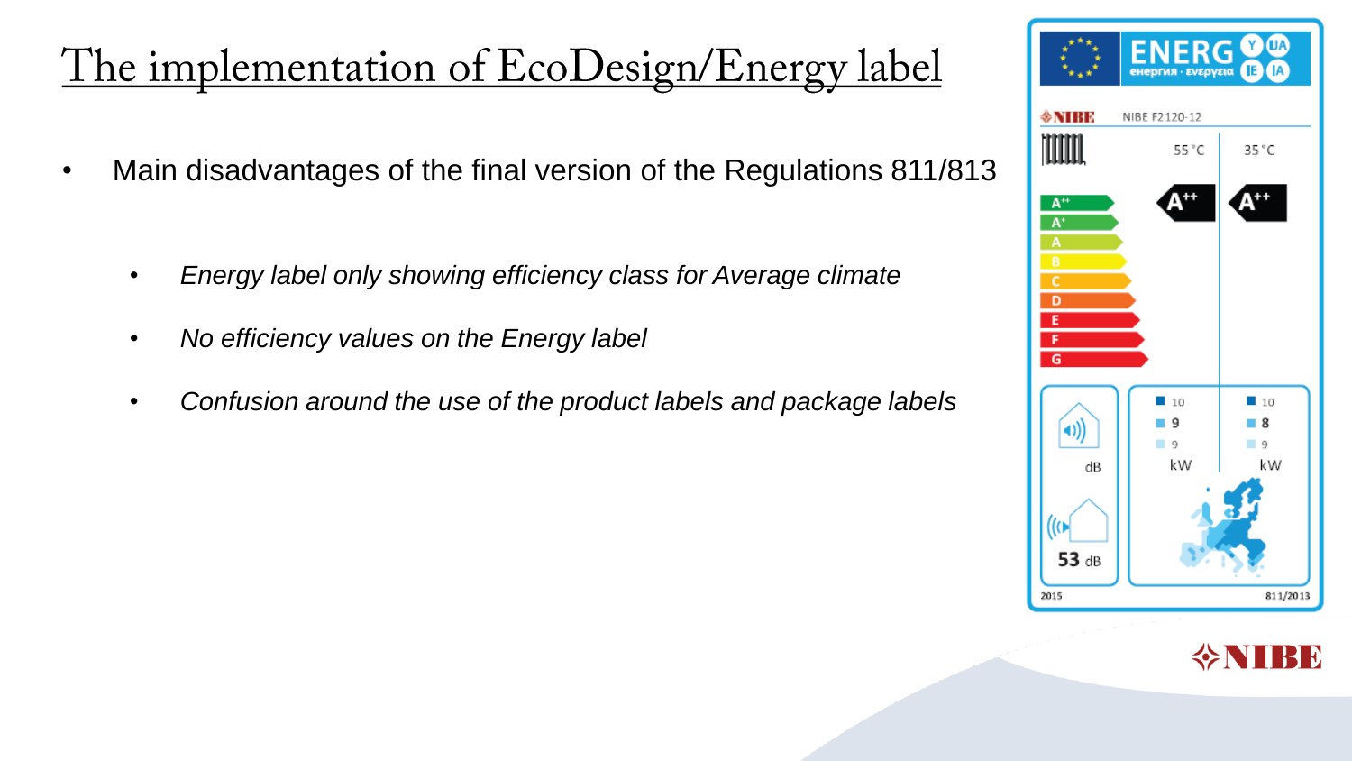# The implementation of EcoDesign/Energy label

- Main disadvantages of the final version of the Regulations 811/813
  - *Energy label only showing efficiency class for Average climate*
  - *No efficiency values on the Energy label*
  - *Confusion around the use of the product labels and package labels*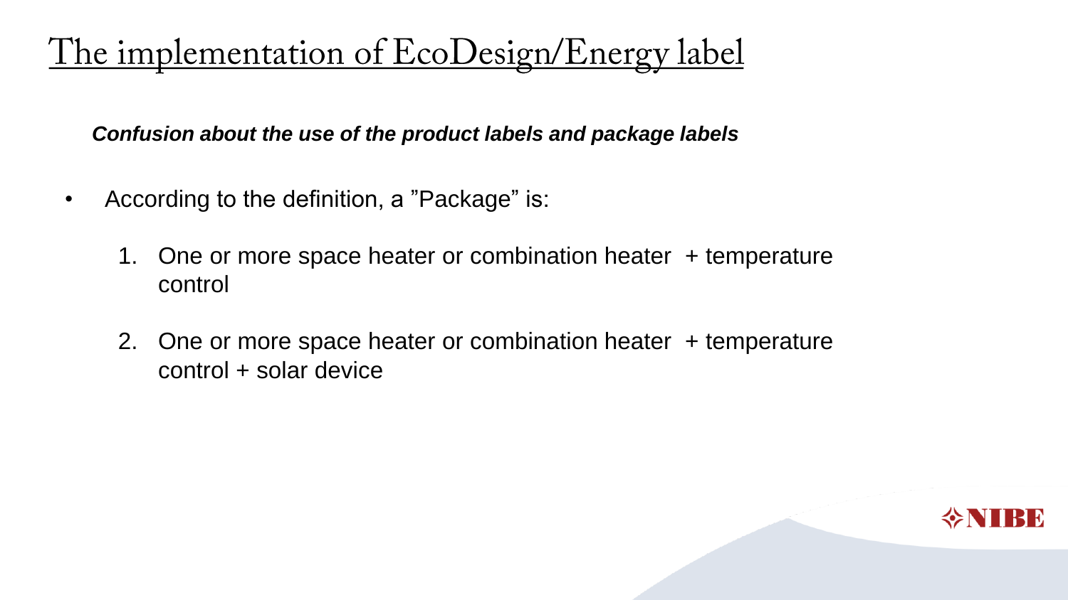# The implementation of EcoDesign/Energy label

***Confusion about the use of the product labels and package labels***

- According to the definition, a ”Package” is:
  1. One or more space heater or combination heater + temperature control
  2. One or more space heater or combination heater + temperature control + solar device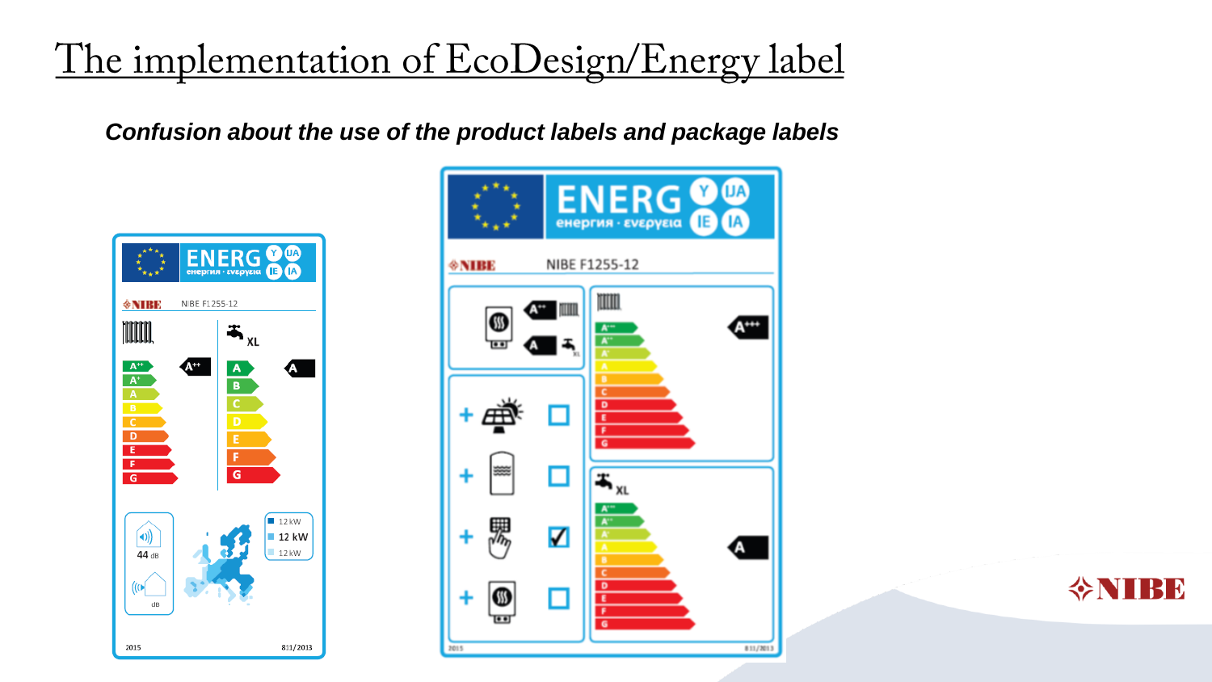# The implementation of EcoDesign/Energy label

***Confusion about the use of the product labels and package labels***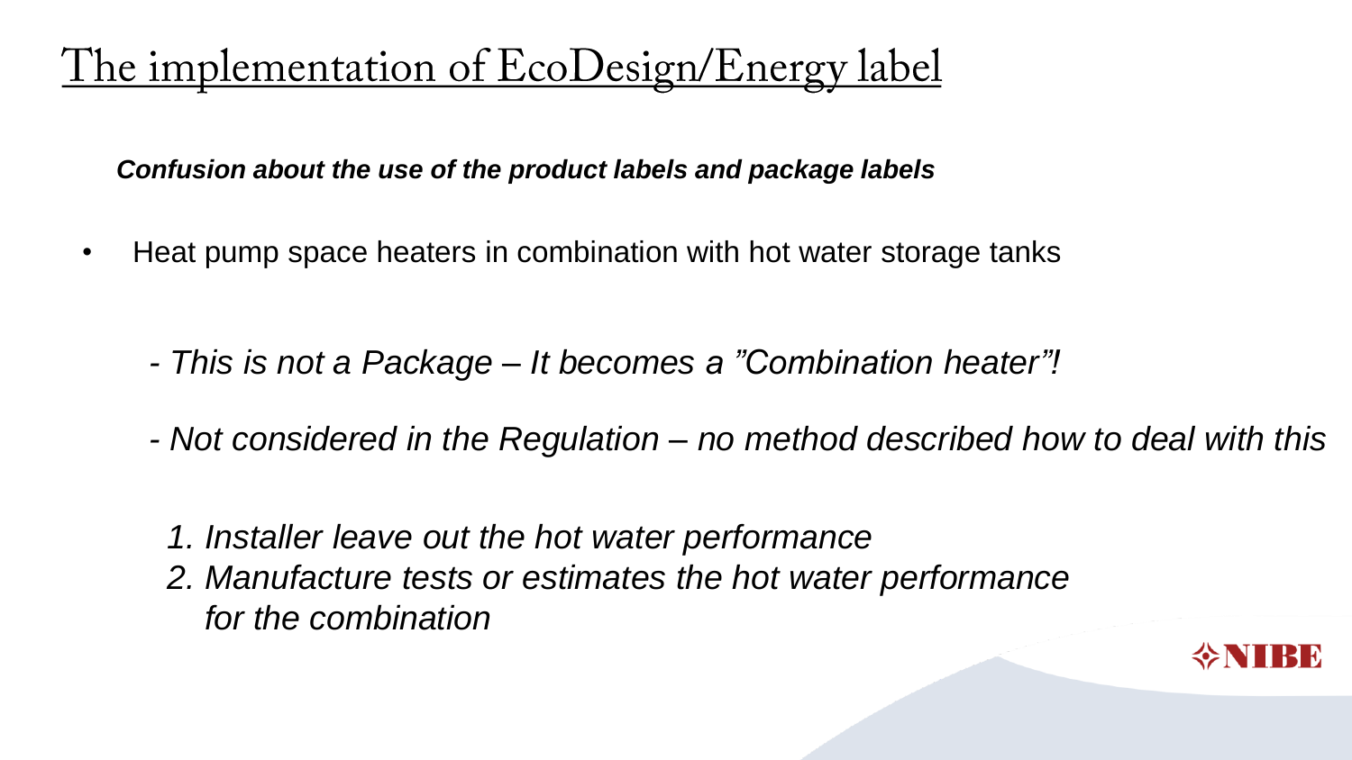# The implementation of EcoDesign/Energy label

***Confusion about the use of the product labels and package labels***

- Heat pump space heaters in combination with hot water storage tanks

  *- This is not a Package – It becomes a "Combination heater"!*

  *- Not considered in the Regulation – no method described how to deal with this*

  *1. Installer leave out the hot water performance*
  *2. Manufacture tests or estimates the hot water performance for the combination*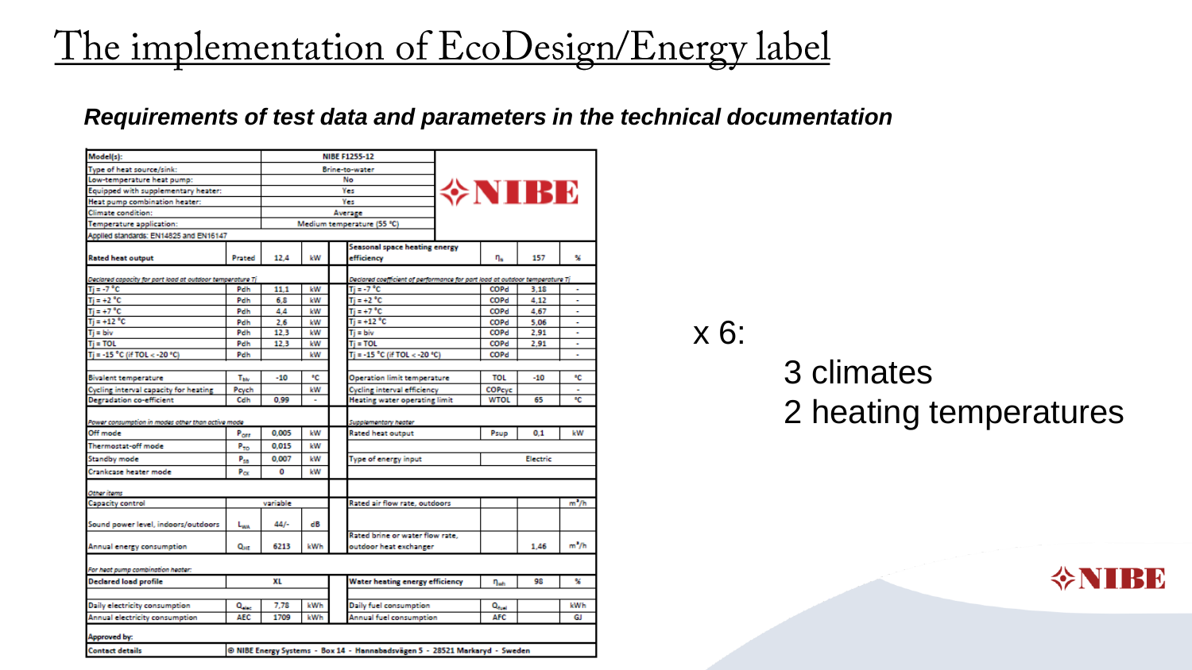# The implementation of EcoDesign/Energy label

***Requirements of test data and parameters in the technical documentation***

| Model(s): | NIBE F1255-12 | | | | | | |
|---|---|---|---|---|---|---|---|
| Type of heat source/sink: | Brine-to-water | | | | | | |
| Low-temperature heat pump: | No | | | | | | |
| Equipped with supplementary heater: | Yes | | | | | | |
| Heat pump combination heater: | Yes | | | | | | |
| Climate condition: | Average | | | | | | |
| Temperature application: | Medium temperature (55 °C) | | | | | | |
| Applied standards: EN14825 and EN16147 | | | | | | | |
| Rated heat output | Prated | 12,4 | kW | Seasonal space heating energy efficiency | $\eta_s$ | 157 | % |
| *Declared capacity for part load at outdoor temperature Tj* | | | | *Declared coefficient of performance for part load at outdoor temperature Tj* | | | |
| Tj = -7 °C | Pdh | 11,1 | kW | Tj = -7 °C | COPd | 3,18 | - |
| Tj = +2 °C | Pdh | 6,8 | kW | Tj = +2 °C | COPd | 4,12 | - |
| Tj = +7 °C | Pdh | 4,4 | kW | Tj = +7 °C | COPd | 4,67 | - |
| Tj = +12 °C | Pdh | 2,6 | kW | Tj = +12 °C | COPd | 5,06 | - |
| Tj = biv | Pdh | 12,3 | kW | Tj = biv | COPd | 2,91 | - |
| Tj = TOL | Pdh | 12,3 | kW | Tj = TOL | COPd | 2,91 | - |
| Tj = -15 °C (if TOL < -20 °C) | Pdh | | kW | Tj = -15 °C (if TOL < -20 °C) | COPd | | - |
| Bivalent temperature | $T_{biv}$ | -10 | °C | Operation limit temperature | TOL | -10 | °C |
| Cycling interval capacity for heating | Pcych | | kW | Cycling interval efficiency | COPcyc | | - |
| Degradation co-efficient | Cdh | 0,99 | - | Heating water operating limit | WTOL | 65 | °C |
| *Power consumption in modes other than active mode* | | | | *Supplementary heater* | | | |
| Off mode | $P_{OFF}$ | 0,005 | kW | Rated heat output | Psup | 0,1 | kW |
| Thermostat-off mode | $P_{TO}$ | 0,015 | kW | | | | |
| Standby mode | $P_{SB}$ | 0,007 | kW | Type of energy input | Electric | | |
| Crankcase heater mode | $P_{CK}$ | 0 | kW | | | | |
| *Other items* | | | | | | | |
| Capacity control | variable | | | Rated air flow rate, outdoors | | | m³/h |
| Sound power level, indoors/outdoors | $L_{WA}$ | 44/- | dB | | | | |
| Annual energy consumption | $Q_{HE}$ | 6213 | kWh | Rated brine or water flow rate, outdoor heat exchanger | | 1,46 | m³/h |
| *For heat pump combination heater:* | | | | | | | |
| Declared load profile | XL | | | Water heating energy efficiency | $\eta_{wh}$ | 98 | % |
| Daily electricity consumption | $Q_{elec}$ | 7,78 | kWh | Daily fuel consumption | $Q_{fuel}$ | | kWh |
| Annual electricity consumption | AEC | 1709 | kWh | Annual fuel consumption | AFC | | GJ |
| Approved by: | | | | | | | |
| Contact details | © NIBE Energy Systems - Box 14 - Hannabadsvägen 5 - 28521 Markaryd - Sweden | | | | | | |

x 6:

- 3 climates
- 2 heating temperatures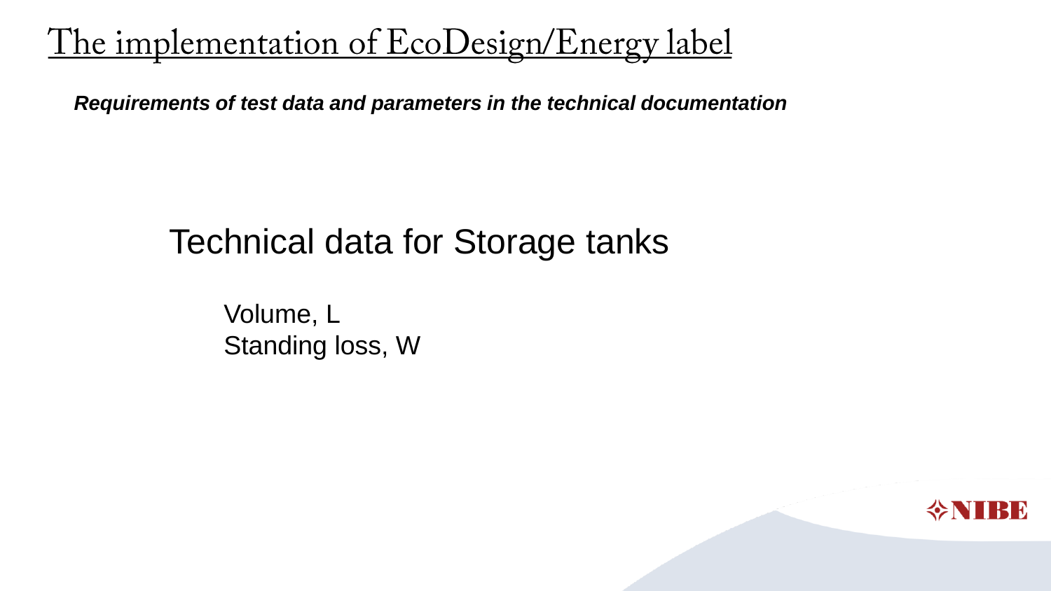# The implementation of EcoDesign/Energy label

***Requirements of test data and parameters in the technical documentation***

## Technical data for Storage tanks

Volume, L
Standing loss, W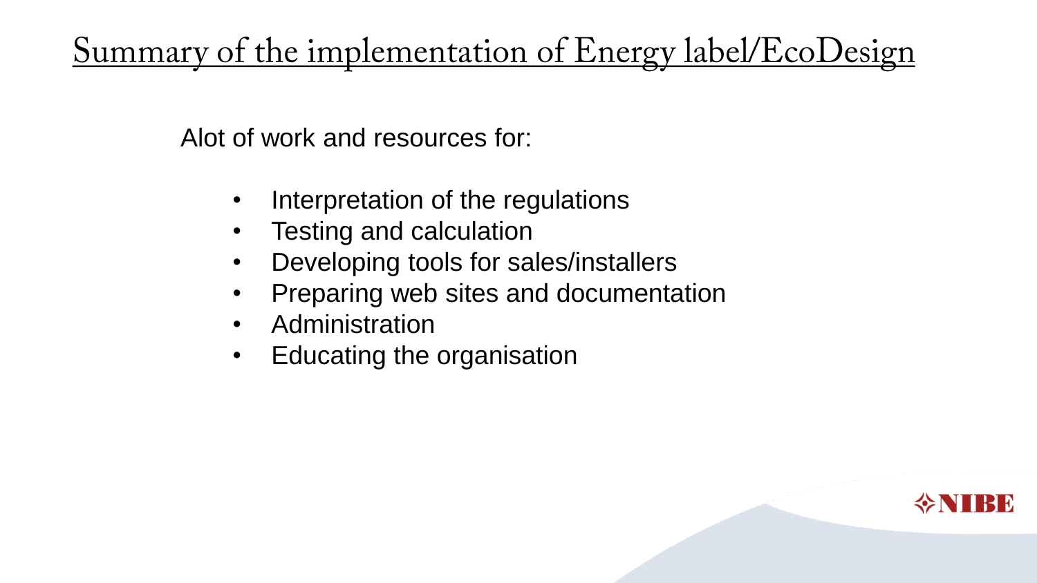# Summary of the implementation of Energy label/EcoDesign

Alot of work and resources for:

- Interpretation of the regulations
- Testing and calculation
- Developing tools for sales/installers
- Preparing web sites and documentation
- Administration
- Educating the organisation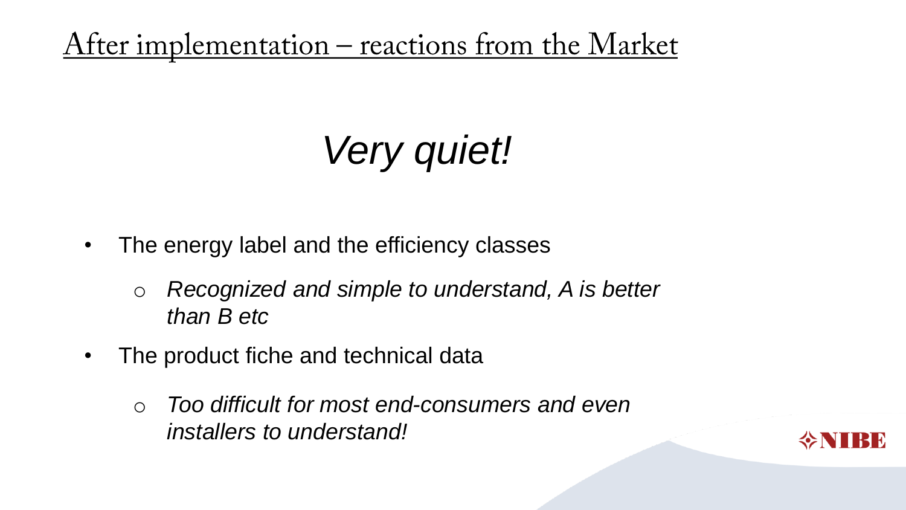# After implementation – reactions from the Market

*Very quiet!*

- The energy label and the efficiency classes
  - *Recognized and simple to understand, A is better than B etc*
- The product fiche and technical data
  - *Too difficult for most end-consumers and even installers to understand!*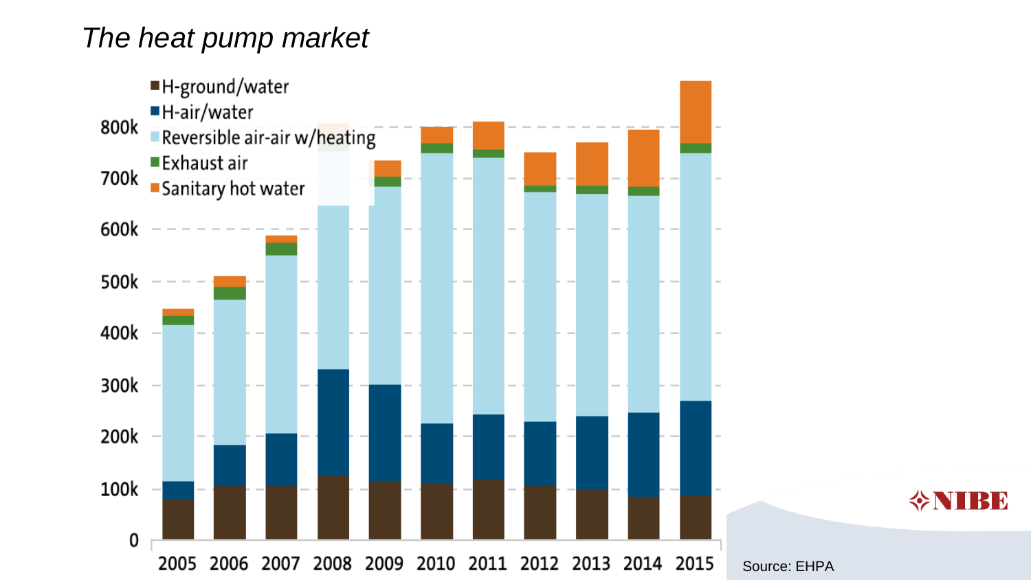*The heat pump market*

■ H-ground/water
■ H-air/water
■ Reversible air-air w/heating
■ Exhaust air
■ Sanitary hot water

800k
700k
600k
500k
400k
300k
200k
100k
0

2005 2006 2007 2008 2009 2010 2011 2012 2013 2014 2015

NIBE

Source: EHPA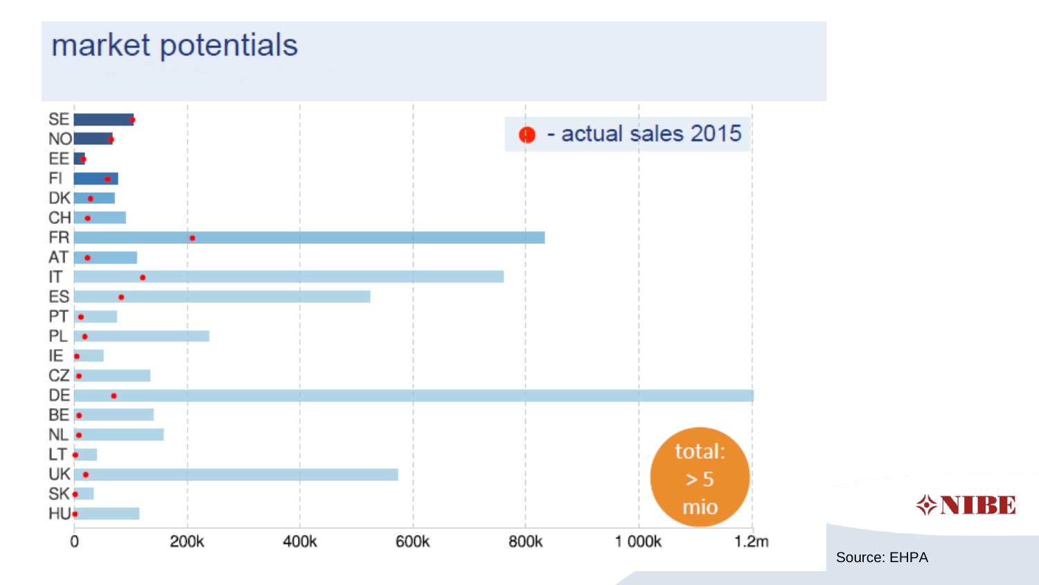# market potentials

- actual sales 2015

SE, NO, EE, FI, DK, CH, FR, AT, IT, ES, PT, PL, IE, CZ, DE, BE, NL, LT, UK, SK, HU

0, 200k, 400k, 600k, 800k, 1 000k, 1.2m

total: > 5 mio

Source: EHPA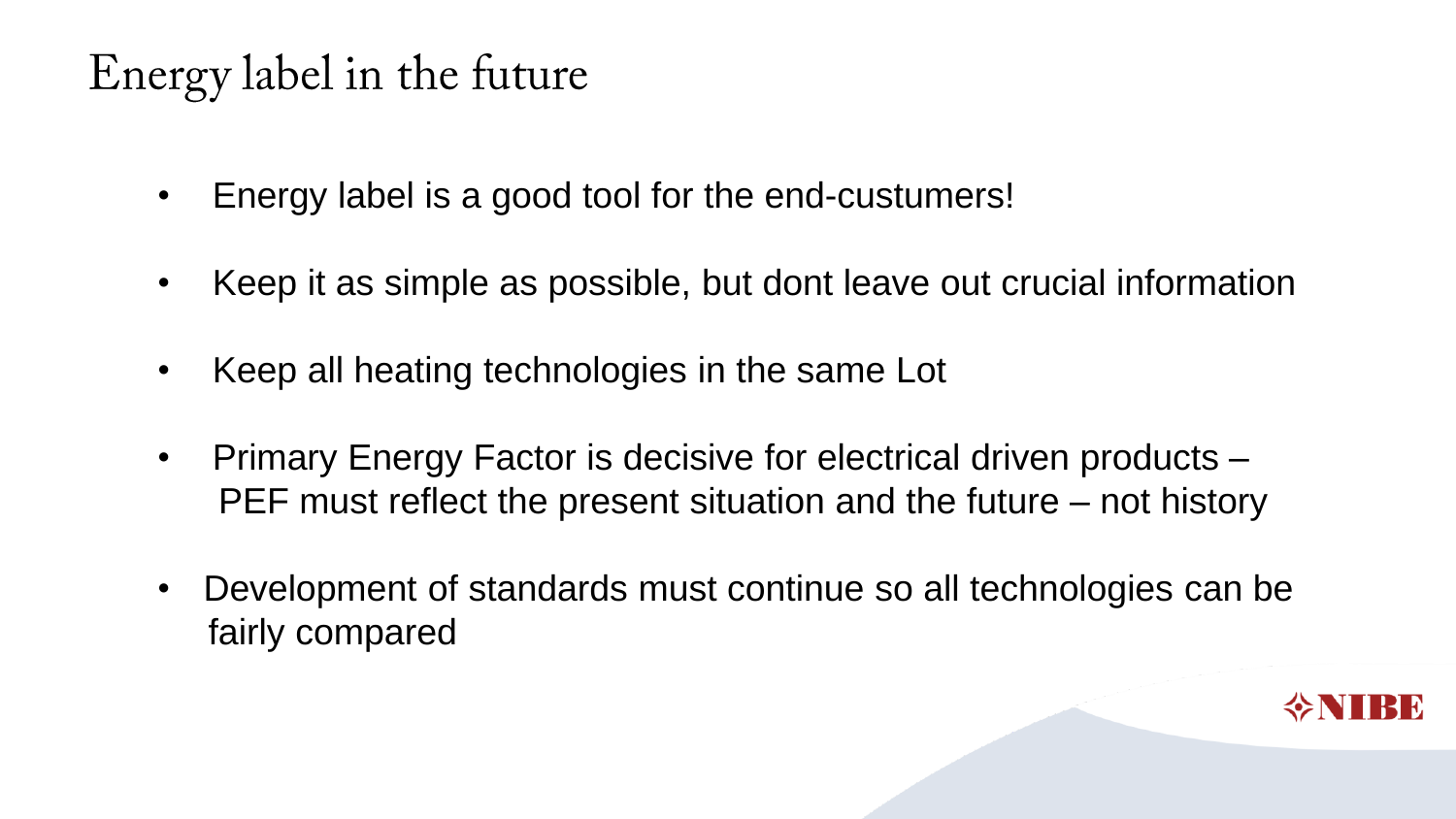# Energy label in the future

- Energy label is a good tool for the end-custumers!
- Keep it as simple as possible, but dont leave out crucial information
- Keep all heating technologies in the same Lot
- Primary Energy Factor is decisive for electrical driven products – PEF must reflect the present situation and the future – not history
- Development of standards must continue so all technologies can be fairly compared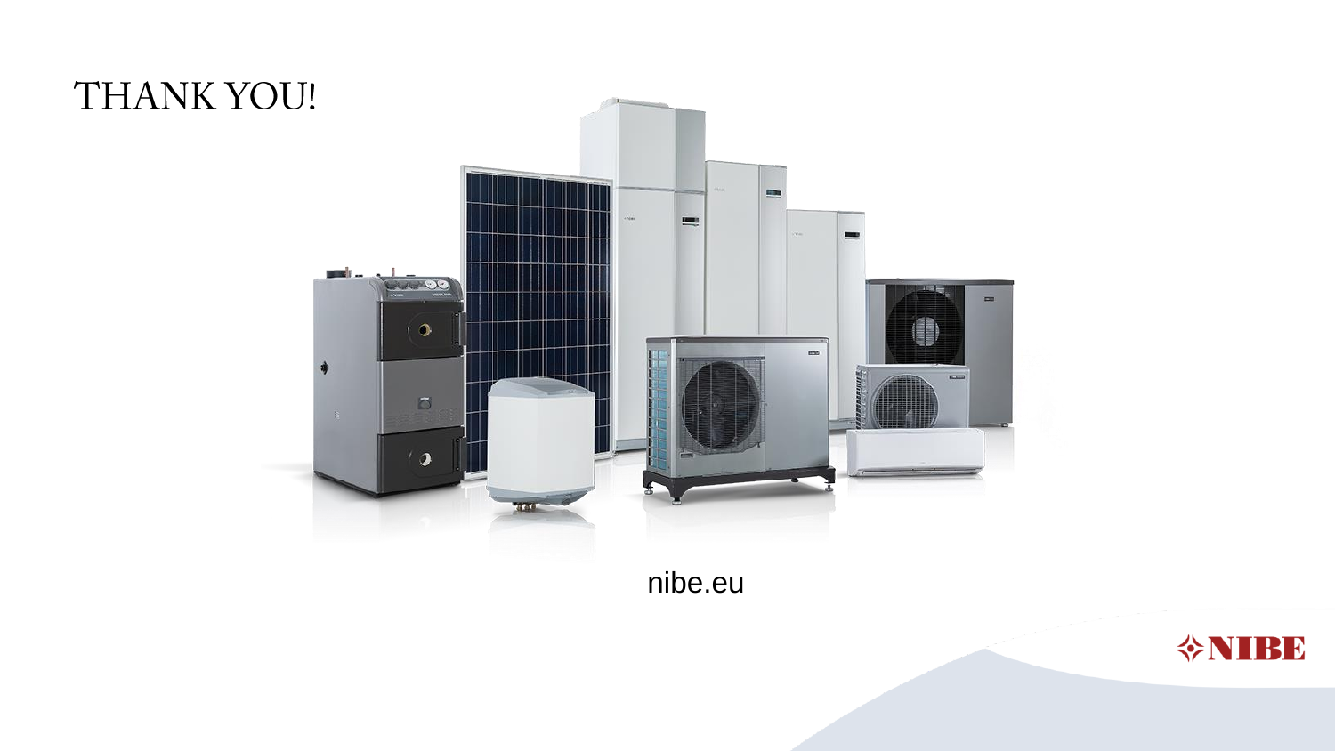# THANK YOU!

nibe.eu